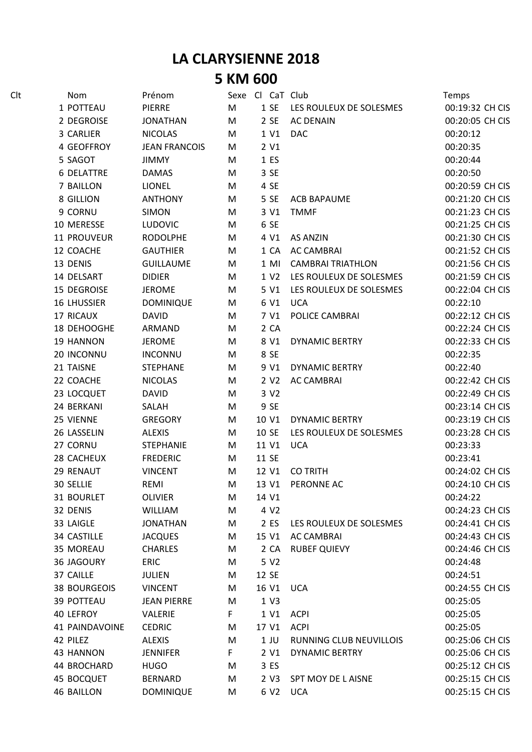# LA CLARYSIENNE 2018

## 5 KM 600

| Clt | Nom | Prénom | Sexe | Cl | CaT | Club | Temps | |
|---|---|---|---|---|---|---|---|---|
| 1 | POTTEAU | PIERRE | M | 1 | SE | LES ROULEUX DE SOLESMES | 00:19:32 | CH CIS |
| 2 | DEGROISE | JONATHAN | M | 2 | SE | AC DENAIN | 00:20:05 | CH CIS |
| 3 | CARLIER | NICOLAS | M | 1 | V1 | DAC | 00:20:12 | |
| 4 | GEOFFROY | JEAN FRANCOIS | M | 2 | V1 | | 00:20:35 | |
| 5 | SAGOT | JIMMY | M | 1 | ES | | 00:20:44 | |
| 6 | DELATTRE | DAMAS | M | 3 | SE | | 00:20:50 | |
| 7 | BAILLON | LIONEL | M | 4 | SE | | 00:20:59 | CH CIS |
| 8 | GILLION | ANTHONY | M | 5 | SE | ACB BAPAUME | 00:21:20 | CH CIS |
| 9 | CORNU | SIMON | M | 3 | V1 | TMMF | 00:21:23 | CH CIS |
| 10 | MERESSE | LUDOVIC | M | 6 | SE | | 00:21:25 | CH CIS |
| 11 | PROUVEUR | RODOLPHE | M | 4 | V1 | AS ANZIN | 00:21:30 | CH CIS |
| 12 | COACHE | GAUTHIER | M | 1 | CA | AC CAMBRAI | 00:21:52 | CH CIS |
| 13 | DENIS | GUILLAUME | M | 1 | MI | CAMBRAI TRIATHLON | 00:21:56 | CH CIS |
| 14 | DELSART | DIDIER | M | 1 | V2 | LES ROULEUX DE SOLESMES | 00:21:59 | CH CIS |
| 15 | DEGROISE | JEROME | M | 5 | V1 | LES ROULEUX DE SOLESMES | 00:22:04 | CH CIS |
| 16 | LHUSSIER | DOMINIQUE | M | 6 | V1 | UCA | 00:22:10 | |
| 17 | RICAUX | DAVID | M | 7 | V1 | POLICE CAMBRAI | 00:22:12 | CH CIS |
| 18 | DEHOOGHE | ARMAND | M | 2 | CA | | 00:22:24 | CH CIS |
| 19 | HANNON | JEROME | M | 8 | V1 | DYNAMIC BERTRY | 00:22:33 | CH CIS |
| 20 | INCONNU | INCONNU | M | 8 | SE | | 00:22:35 | |
| 21 | TAISNE | STEPHANE | M | 9 | V1 | DYNAMIC BERTRY | 00:22:40 | |
| 22 | COACHE | NICOLAS | M | 2 | V2 | AC CAMBRAI | 00:22:42 | CH CIS |
| 23 | LOCQUET | DAVID | M | 3 | V2 | | 00:22:49 | CH CIS |
| 24 | BERKANI | SALAH | M | 9 | SE | | 00:23:14 | CH CIS |
| 25 | VIENNE | GREGORY | M | 10 | V1 | DYNAMIC BERTRY | 00:23:19 | CH CIS |
| 26 | LASSELIN | ALEXIS | M | 10 | SE | LES ROULEUX DE SOLESMES | 00:23:28 | CH CIS |
| 27 | CORNU | STEPHANIE | M | 11 | V1 | UCA | 00:23:33 | |
| 28 | CACHEUX | FREDERIC | M | 11 | SE | | 00:23:41 | |
| 29 | RENAUT | VINCENT | M | 12 | V1 | CO TRITH | 00:24:02 | CH CIS |
| 30 | SELLIE | REMI | M | 13 | V1 | PERONNE AC | 00:24:10 | CH CIS |
| 31 | BOURLET | OLIVIER | M | 14 | V1 | | 00:24:22 | |
| 32 | DENIS | WILLIAM | M | 4 | V2 | | 00:24:23 | CH CIS |
| 33 | LAIGLE | JONATHAN | M | 2 | ES | LES ROULEUX DE SOLESMES | 00:24:41 | CH CIS |
| 34 | CASTILLE | JACQUES | M | 15 | V1 | AC CAMBRAI | 00:24:43 | CH CIS |
| 35 | MOREAU | CHARLES | M | 2 | CA | RUBEF QUIEVY | 00:24:46 | CH CIS |
| 36 | JAGOURY | ERIC | M | 5 | V2 | | 00:24:48 | |
| 37 | CAILLE | JULIEN | M | 12 | SE | | 00:24:51 | |
| 38 | BOURGEOIS | VINCENT | M | 16 | V1 | UCA | 00:24:55 | CH CIS |
| 39 | POTTEAU | JEAN PIERRE | M | 1 | V3 | | 00:25:05 | |
| 40 | LEFROY | VALERIE | F | 1 | V1 | ACPI | 00:25:05 | |
| 41 | PAINDAVOINE | CEDRIC | M | 17 | V1 | ACPI | 00:25:05 | |
| 42 | PILEZ | ALEXIS | M | 1 | JU | RUNNING CLUB NEUVILLOIS | 00:25:06 | CH CIS |
| 43 | HANNON | JENNIFER | F | 2 | V1 | DYNAMIC BERTRY | 00:25:06 | CH CIS |
| 44 | BROCHARD | HUGO | M | 3 | ES | | 00:25:12 | CH CIS |
| 45 | BOCQUET | BERNARD | M | 2 | V3 | SPT MOY DE L AISNE | 00:25:15 | CH CIS |
| 46 | BAILLON | DOMINIQUE | M | 6 | V2 | UCA | 00:25:15 | CH CIS |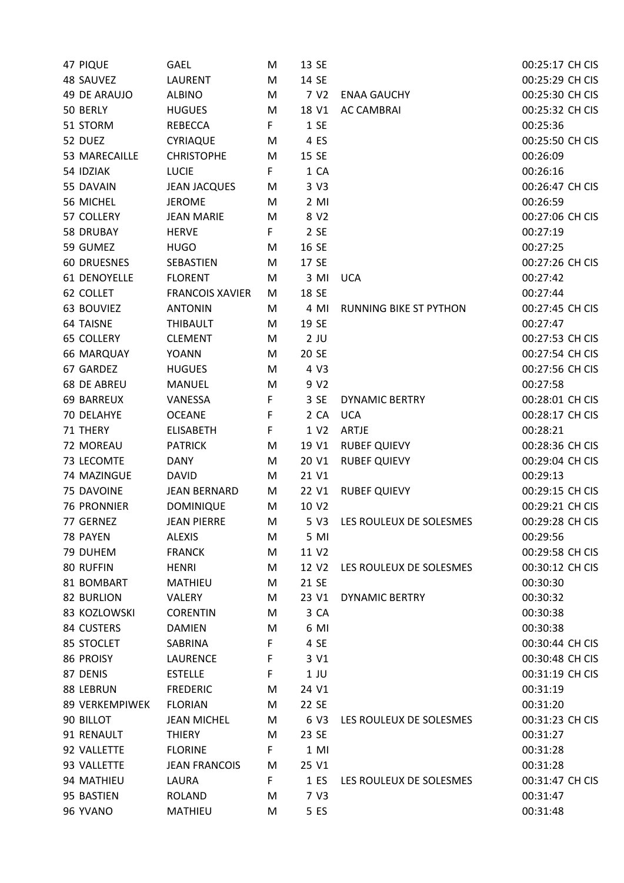| | | | | | | | |
|---|---|---|---|---|---|---|---|
| 47 | PIQUE | GAEL | M | 13 SE | | 00:25:17 | CH CIS |
| 48 | SAUVEZ | LAURENT | M | 14 SE | | 00:25:29 | CH CIS |
| 49 | DE ARAUJO | ALBINO | M | 7 V2 | ENAA GAUCHY | 00:25:30 | CH CIS |
| 50 | BERLY | HUGUES | M | 18 V1 | AC CAMBRAI | 00:25:32 | CH CIS |
| 51 | STORM | REBECCA | F | 1 SE | | 00:25:36 | |
| 52 | DUEZ | CYRIAQUE | M | 4 ES | | 00:25:50 | CH CIS |
| 53 | MARECAILLE | CHRISTOPHE | M | 15 SE | | 00:26:09 | |
| 54 | IDZIAK | LUCIE | F | 1 CA | | 00:26:16 | |
| 55 | DAVAIN | JEAN JACQUES | M | 3 V3 | | 00:26:47 | CH CIS |
| 56 | MICHEL | JEROME | M | 2 MI | | 00:26:59 | |
| 57 | COLLERY | JEAN MARIE | M | 8 V2 | | 00:27:06 | CH CIS |
| 58 | DRUBAY | HERVE | F | 2 SE | | 00:27:19 | |
| 59 | GUMEZ | HUGO | M | 16 SE | | 00:27:25 | |
| 60 | DRUESNES | SEBASTIEN | M | 17 SE | | 00:27:26 | CH CIS |
| 61 | DENOYELLE | FLORENT | M | 3 MI | UCA | 00:27:42 | |
| 62 | COLLET | FRANCOIS XAVIER | M | 18 SE | | 00:27:44 | |
| 63 | BOUVIEZ | ANTONIN | M | 4 MI | RUNNING BIKE ST PYTHON | 00:27:45 | CH CIS |
| 64 | TAISNE | THIBAULT | M | 19 SE | | 00:27:47 | |
| 65 | COLLERY | CLEMENT | M | 2 JU | | 00:27:53 | CH CIS |
| 66 | MARQUAY | YOANN | M | 20 SE | | 00:27:54 | CH CIS |
| 67 | GARDEZ | HUGUES | M | 4 V3 | | 00:27:56 | CH CIS |
| 68 | DE ABREU | MANUEL | M | 9 V2 | | 00:27:58 | |
| 69 | BARREUX | VANESSA | F | 3 SE | DYNAMIC BERTRY | 00:28:01 | CH CIS |
| 70 | DELAHYE | OCEANE | F | 2 CA | UCA | 00:28:17 | CH CIS |
| 71 | THERY | ELISABETH | F | 1 V2 | ARTJE | 00:28:21 | |
| 72 | MOREAU | PATRICK | M | 19 V1 | RUBEF QUIEVY | 00:28:36 | CH CIS |
| 73 | LECOMTE | DANY | M | 20 V1 | RUBEF QUIEVY | 00:29:04 | CH CIS |
| 74 | MAZINGUE | DAVID | M | 21 V1 | | 00:29:13 | |
| 75 | DAVOINE | JEAN BERNARD | M | 22 V1 | RUBEF QUIEVY | 00:29:15 | CH CIS |
| 76 | PRONNIER | DOMINIQUE | M | 10 V2 | | 00:29:21 | CH CIS |
| 77 | GERNEZ | JEAN PIERRE | M | 5 V3 | LES ROULEUX DE SOLESMES | 00:29:28 | CH CIS |
| 78 | PAYEN | ALEXIS | M | 5 MI | | 00:29:56 | |
| 79 | DUHEM | FRANCK | M | 11 V2 | | 00:29:58 | CH CIS |
| 80 | RUFFIN | HENRI | M | 12 V2 | LES ROULEUX DE SOLESMES | 00:30:12 | CH CIS |
| 81 | BOMBART | MATHIEU | M | 21 SE | | 00:30:30 | |
| 82 | BURLION | VALERY | M | 23 V1 | DYNAMIC BERTRY | 00:30:32 | |
| 83 | KOZLOWSKI | CORENTIN | M | 3 CA | | 00:30:38 | |
| 84 | CUSTERS | DAMIEN | M | 6 MI | | 00:30:38 | |
| 85 | STOCLET | SABRINA | F | 4 SE | | 00:30:44 | CH CIS |
| 86 | PROISY | LAURENCE | F | 3 V1 | | 00:30:48 | CH CIS |
| 87 | DENIS | ESTELLE | F | 1 JU | | 00:31:19 | CH CIS |
| 88 | LEBRUN | FREDERIC | M | 24 V1 | | 00:31:19 | |
| 89 | VERKEMPIWEK | FLORIAN | M | 22 SE | | 00:31:20 | |
| 90 | BILLOT | JEAN MICHEL | M | 6 V3 | LES ROULEUX DE SOLESMES | 00:31:23 | CH CIS |
| 91 | RENAULT | THIERY | M | 23 SE | | 00:31:27 | |
| 92 | VALLETTE | FLORINE | F | 1 MI | | 00:31:28 | |
| 93 | VALLETTE | JEAN FRANCOIS | M | 25 V1 | | 00:31:28 | |
| 94 | MATHIEU | LAURA | F | 1 ES | LES ROULEUX DE SOLESMES | 00:31:47 | CH CIS |
| 95 | BASTIEN | ROLAND | M | 7 V3 | | 00:31:47 | |
| 96 | YVANO | MATHIEU | M | 5 ES | | 00:31:48 | |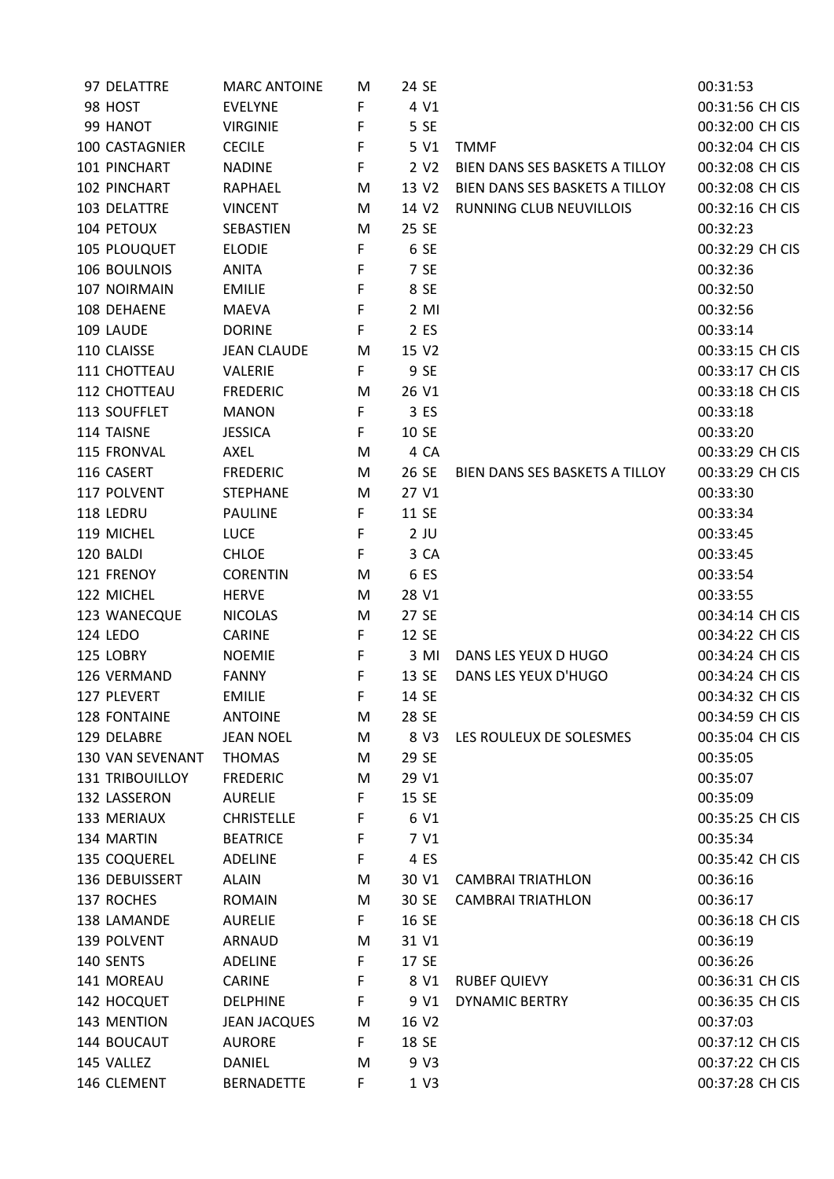| | | | | | | |
|---|---|---|---|---|---|---|
| 97 | DELATTRE | MARC ANTOINE | M | 24 SE | | 00:31:53 |
| 98 | HOST | EVELYNE | F | 4 V1 | | 00:31:56 CH CIS |
| 99 | HANOT | VIRGINIE | F | 5 SE | | 00:32:00 CH CIS |
| 100 | CASTAGNIER | CECILE | F | 5 V1 | TMMF | 00:32:04 CH CIS |
| 101 | PINCHART | NADINE | F | 2 V2 | BIEN DANS SES BASKETS A TILLOY | 00:32:08 CH CIS |
| 102 | PINCHART | RAPHAEL | M | 13 V2 | BIEN DANS SES BASKETS A TILLOY | 00:32:08 CH CIS |
| 103 | DELATTRE | VINCENT | M | 14 V2 | RUNNING CLUB NEUVILLOIS | 00:32:16 CH CIS |
| 104 | PETOUX | SEBASTIEN | M | 25 SE | | 00:32:23 |
| 105 | PLOUQUET | ELODIE | F | 6 SE | | 00:32:29 CH CIS |
| 106 | BOULNOIS | ANITA | F | 7 SE | | 00:32:36 |
| 107 | NOIRMAIN | EMILIE | F | 8 SE | | 00:32:50 |
| 108 | DEHAENE | MAEVA | F | 2 MI | | 00:32:56 |
| 109 | LAUDE | DORINE | F | 2 ES | | 00:33:14 |
| 110 | CLAISSE | JEAN CLAUDE | M | 15 V2 | | 00:33:15 CH CIS |
| 111 | CHOTTEAU | VALERIE | F | 9 SE | | 00:33:17 CH CIS |
| 112 | CHOTTEAU | FREDERIC | M | 26 V1 | | 00:33:18 CH CIS |
| 113 | SOUFFLET | MANON | F | 3 ES | | 00:33:18 |
| 114 | TAISNE | JESSICA | F | 10 SE | | 00:33:20 |
| 115 | FRONVAL | AXEL | M | 4 CA | | 00:33:29 CH CIS |
| 116 | CASERT | FREDERIC | M | 26 SE | BIEN DANS SES BASKETS A TILLOY | 00:33:29 CH CIS |
| 117 | POLVENT | STEPHANE | M | 27 V1 | | 00:33:30 |
| 118 | LEDRU | PAULINE | F | 11 SE | | 00:33:34 |
| 119 | MICHEL | LUCE | F | 2 JU | | 00:33:45 |
| 120 | BALDI | CHLOE | F | 3 CA | | 00:33:45 |
| 121 | FRENOY | CORENTIN | M | 6 ES | | 00:33:54 |
| 122 | MICHEL | HERVE | M | 28 V1 | | 00:33:55 |
| 123 | WANECQUE | NICOLAS | M | 27 SE | | 00:34:14 CH CIS |
| 124 | LEDO | CARINE | F | 12 SE | | 00:34:22 CH CIS |
| 125 | LOBRY | NOEMIE | F | 3 MI | DANS LES YEUX D HUGO | 00:34:24 CH CIS |
| 126 | VERMAND | FANNY | F | 13 SE | DANS LES YEUX D'HUGO | 00:34:24 CH CIS |
| 127 | PLEVERT | EMILIE | F | 14 SE | | 00:34:32 CH CIS |
| 128 | FONTAINE | ANTOINE | M | 28 SE | | 00:34:59 CH CIS |
| 129 | DELABRE | JEAN NOEL | M | 8 V3 | LES ROULEUX DE SOLESMES | 00:35:04 CH CIS |
| 130 | VAN SEVENANT | THOMAS | M | 29 SE | | 00:35:05 |
| 131 | TRIBOUILLOY | FREDERIC | M | 29 V1 | | 00:35:07 |
| 132 | LASSERON | AURELIE | F | 15 SE | | 00:35:09 |
| 133 | MERIAUX | CHRISTELLE | F | 6 V1 | | 00:35:25 CH CIS |
| 134 | MARTIN | BEATRICE | F | 7 V1 | | 00:35:34 |
| 135 | COQUEREL | ADELINE | F | 4 ES | | 00:35:42 CH CIS |
| 136 | DEBUISSERT | ALAIN | M | 30 V1 | CAMBRAI TRIATHLON | 00:36:16 |
| 137 | ROCHES | ROMAIN | M | 30 SE | CAMBRAI TRIATHLON | 00:36:17 |
| 138 | LAMANDE | AURELIE | F | 16 SE | | 00:36:18 CH CIS |
| 139 | POLVENT | ARNAUD | M | 31 V1 | | 00:36:19 |
| 140 | SENTS | ADELINE | F | 17 SE | | 00:36:26 |
| 141 | MOREAU | CARINE | F | 8 V1 | RUBEF QUIEVY | 00:36:31 CH CIS |
| 142 | HOCQUET | DELPHINE | F | 9 V1 | DYNAMIC BERTRY | 00:36:35 CH CIS |
| 143 | MENTION | JEAN JACQUES | M | 16 V2 | | 00:37:03 |
| 144 | BOUCAUT | AURORE | F | 18 SE | | 00:37:12 CH CIS |
| 145 | VALLEZ | DANIEL | M | 9 V3 | | 00:37:22 CH CIS |
| 146 | CLEMENT | BERNADETTE | F | 1 V3 | | 00:37:28 CH CIS |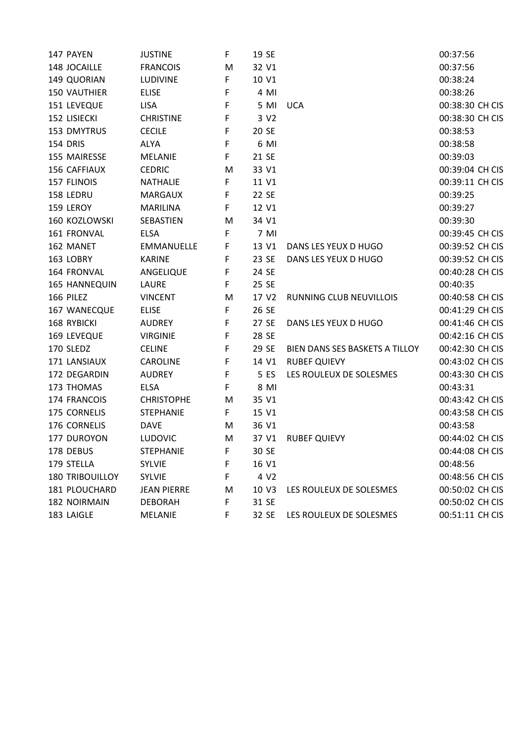| | | | | | | | |
|---|---|---|---|---|---|---|---|
| 147 | PAYEN | JUSTINE | F | 19 SE | | 00:37:56 | |
| 148 | JOCAILLE | FRANCOIS | M | 32 V1 | | 00:37:56 | |
| 149 | QUORIAN | LUDIVINE | F | 10 V1 | | 00:38:24 | |
| 150 | VAUTHIER | ELISE | F | 4 MI | | 00:38:26 | |
| 151 | LEVEQUE | LISA | F | 5 MI | UCA | 00:38:30 | CH CIS |
| 152 | LISIECKI | CHRISTINE | F | 3 V2 | | 00:38:30 | CH CIS |
| 153 | DMYTRUS | CECILE | F | 20 SE | | 00:38:53 | |
| 154 | DRIS | ALYA | F | 6 MI | | 00:38:58 | |
| 155 | MAIRESSE | MELANIE | F | 21 SE | | 00:39:03 | |
| 156 | CAFFIAUX | CEDRIC | M | 33 V1 | | 00:39:04 | CH CIS |
| 157 | FLINOIS | NATHALIE | F | 11 V1 | | 00:39:11 | CH CIS |
| 158 | LEDRU | MARGAUX | F | 22 SE | | 00:39:25 | |
| 159 | LEROY | MARILINA | F | 12 V1 | | 00:39:27 | |
| 160 | KOZLOWSKI | SEBASTIEN | M | 34 V1 | | 00:39:30 | |
| 161 | FRONVAL | ELSA | F | 7 MI | | 00:39:45 | CH CIS |
| 162 | MANET | EMMANUELLE | F | 13 V1 | DANS LES YEUX D HUGO | 00:39:52 | CH CIS |
| 163 | LOBRY | KARINE | F | 23 SE | DANS LES YEUX D HUGO | 00:39:52 | CH CIS |
| 164 | FRONVAL | ANGELIQUE | F | 24 SE | | 00:40:28 | CH CIS |
| 165 | HANNEQUIN | LAURE | F | 25 SE | | 00:40:35 | |
| 166 | PILEZ | VINCENT | M | 17 V2 | RUNNING CLUB NEUVILLOIS | 00:40:58 | CH CIS |
| 167 | WANECQUE | ELISE | F | 26 SE | | 00:41:29 | CH CIS |
| 168 | RYBICKI | AUDREY | F | 27 SE | DANS LES YEUX D HUGO | 00:41:46 | CH CIS |
| 169 | LEVEQUE | VIRGINIE | F | 28 SE | | 00:42:16 | CH CIS |
| 170 | SLEDZ | CELINE | F | 29 SE | BIEN DANS SES BASKETS A TILLOY | 00:42:30 | CH CIS |
| 171 | LANSIAUX | CAROLINE | F | 14 V1 | RUBEF QUIEVY | 00:43:02 | CH CIS |
| 172 | DEGARDIN | AUDREY | F | 5 ES | LES ROULEUX DE SOLESMES | 00:43:30 | CH CIS |
| 173 | THOMAS | ELSA | F | 8 MI | | 00:43:31 | |
| 174 | FRANCOIS | CHRISTOPHE | M | 35 V1 | | 00:43:42 | CH CIS |
| 175 | CORNELIS | STEPHANIE | F | 15 V1 | | 00:43:58 | CH CIS |
| 176 | CORNELIS | DAVE | M | 36 V1 | | 00:43:58 | |
| 177 | DUROYON | LUDOVIC | M | 37 V1 | RUBEF QUIEVY | 00:44:02 | CH CIS |
| 178 | DEBUS | STEPHANIE | F | 30 SE | | 00:44:08 | CH CIS |
| 179 | STELLA | SYLVIE | F | 16 V1 | | 00:48:56 | |
| 180 | TRIBOUILLOY | SYLVIE | F | 4 V2 | | 00:48:56 | CH CIS |
| 181 | PLOUCHARD | JEAN PIERRE | M | 10 V3 | LES ROULEUX DE SOLESMES | 00:50:02 | CH CIS |
| 182 | NOIRMAIN | DEBORAH | F | 31 SE | | 00:50:02 | CH CIS |
| 183 | LAIGLE | MELANIE | F | 32 SE | LES ROULEUX DE SOLESMES | 00:51:11 | CH CIS |